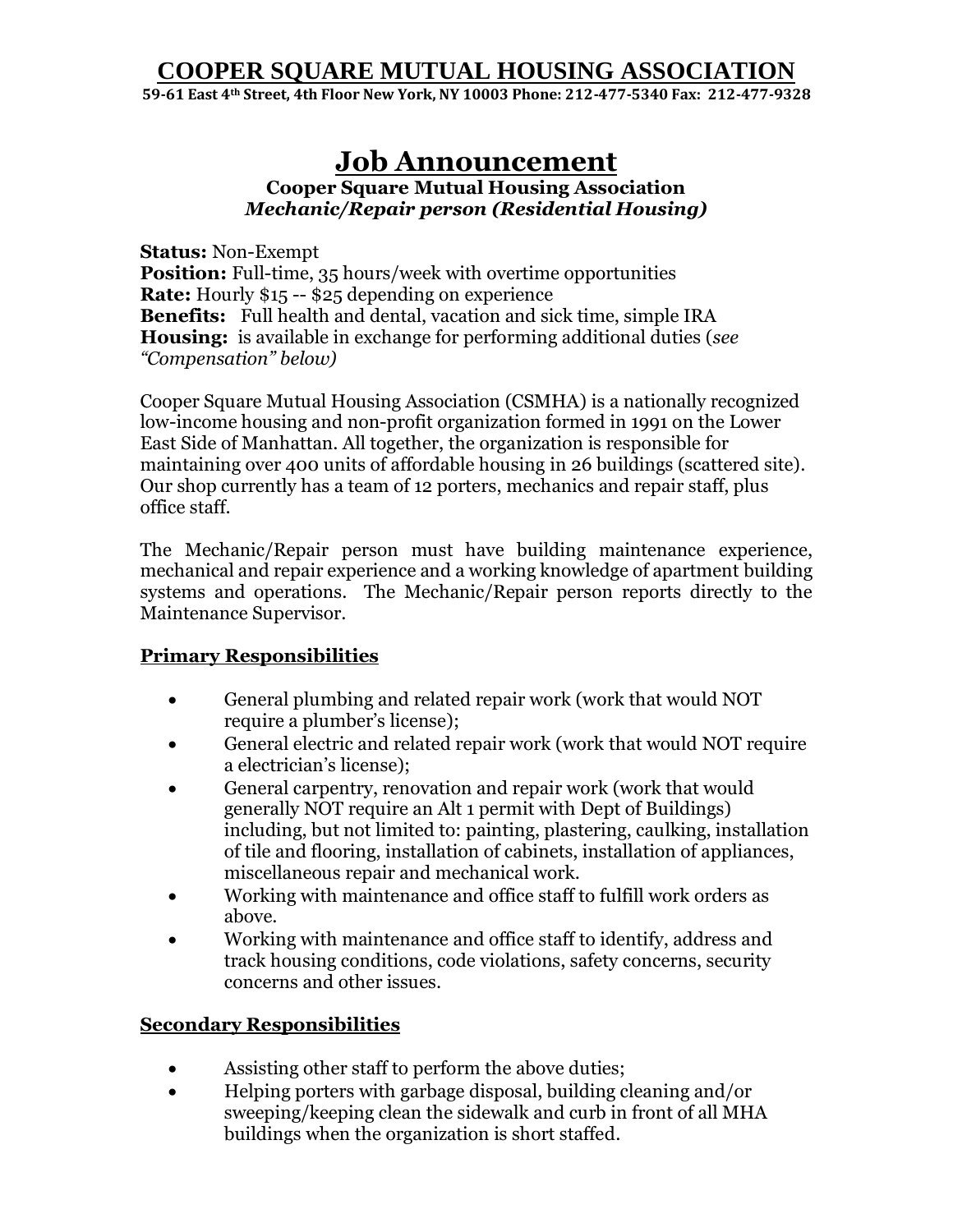# COOPER SQUARE MUTUAL HOUSING ASSOCIATION

**59-61 East 4th Street, 4th Floor New York, NY 10003 Phone: 212-477-5340 Fax: 212-477-9328**

## Job Announcement

**Cooper Square Mutual Housing Association**
***Mechanic/Repair person (Residential Housing)***

**Status:** Non-Exempt
**Position:** Full-time, 35 hours/week with overtime opportunities
**Rate:** Hourly $15 -- $25 depending on experience
**Benefits:** Full health and dental, vacation and sick time, simple IRA
**Housing:** is available in exchange for performing additional duties (*see "Compensation" below)*

Cooper Square Mutual Housing Association (CSMHA) is a nationally recognized low-income housing and non-profit organization formed in 1991 on the Lower East Side of Manhattan. All together, the organization is responsible for maintaining over 400 units of affordable housing in 26 buildings (scattered site). Our shop currently has a team of 12 porters, mechanics and repair staff, plus office staff.

The Mechanic/Repair person must have building maintenance experience, mechanical and repair experience and a working knowledge of apartment building systems and operations. The Mechanic/Repair person reports directly to the Maintenance Supervisor.

### Primary Responsibilities

- General plumbing and related repair work (work that would NOT require a plumber's license);
- General electric and related repair work (work that would NOT require a electrician's license);
- General carpentry, renovation and repair work (work that would generally NOT require an Alt 1 permit with Dept of Buildings) including, but not limited to: painting, plastering, caulking, installation of tile and flooring, installation of cabinets, installation of appliances, miscellaneous repair and mechanical work.
- Working with maintenance and office staff to fulfill work orders as above.
- Working with maintenance and office staff to identify, address and track housing conditions, code violations, safety concerns, security concerns and other issues.

### Secondary Responsibilities

- Assisting other staff to perform the above duties;
- Helping porters with garbage disposal, building cleaning and/or sweeping/keeping clean the sidewalk and curb in front of all MHA buildings when the organization is short staffed.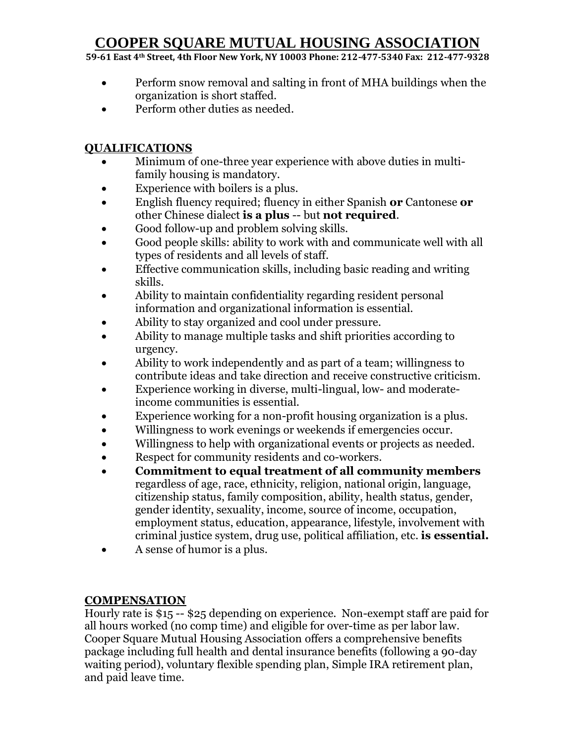- Perform snow removal and salting in front of MHA buildings when the organization is short staffed.
- Perform other duties as needed.

## QUALIFICATIONS

- Minimum of one-three year experience with above duties in multi-family housing is mandatory.
- Experience with boilers is a plus.
- English fluency required; fluency in either Spanish **or** Cantonese **or** other Chinese dialect **is a plus** -- but **not required**.
- Good follow-up and problem solving skills.
- Good people skills: ability to work with and communicate well with all types of residents and all levels of staff.
- Effective communication skills, including basic reading and writing skills.
- Ability to maintain confidentiality regarding resident personal information and organizational information is essential.
- Ability to stay organized and cool under pressure.
- Ability to manage multiple tasks and shift priorities according to urgency.
- Ability to work independently and as part of a team; willingness to contribute ideas and take direction and receive constructive criticism.
- Experience working in diverse, multi-lingual, low- and moderate-income communities is essential.
- Experience working for a non-profit housing organization is a plus.
- Willingness to work evenings or weekends if emergencies occur.
- Willingness to help with organizational events or projects as needed.
- Respect for community residents and co-workers.
- **Commitment to equal treatment of all community members** regardless of age, race, ethnicity, religion, national origin, language, citizenship status, family composition, ability, health status, gender, gender identity, sexuality, income, source of income, occupation, employment status, education, appearance, lifestyle, involvement with criminal justice system, drug use, political affiliation, etc. **is essential.**
- A sense of humor is a plus.

## COMPENSATION

Hourly rate is $15 -- $25 depending on experience. Non-exempt staff are paid for all hours worked (no comp time) and eligible for over-time as per labor law. Cooper Square Mutual Housing Association offers a comprehensive benefits package including full health and dental insurance benefits (following a 90-day waiting period), voluntary flexible spending plan, Simple IRA retirement plan, and paid leave time.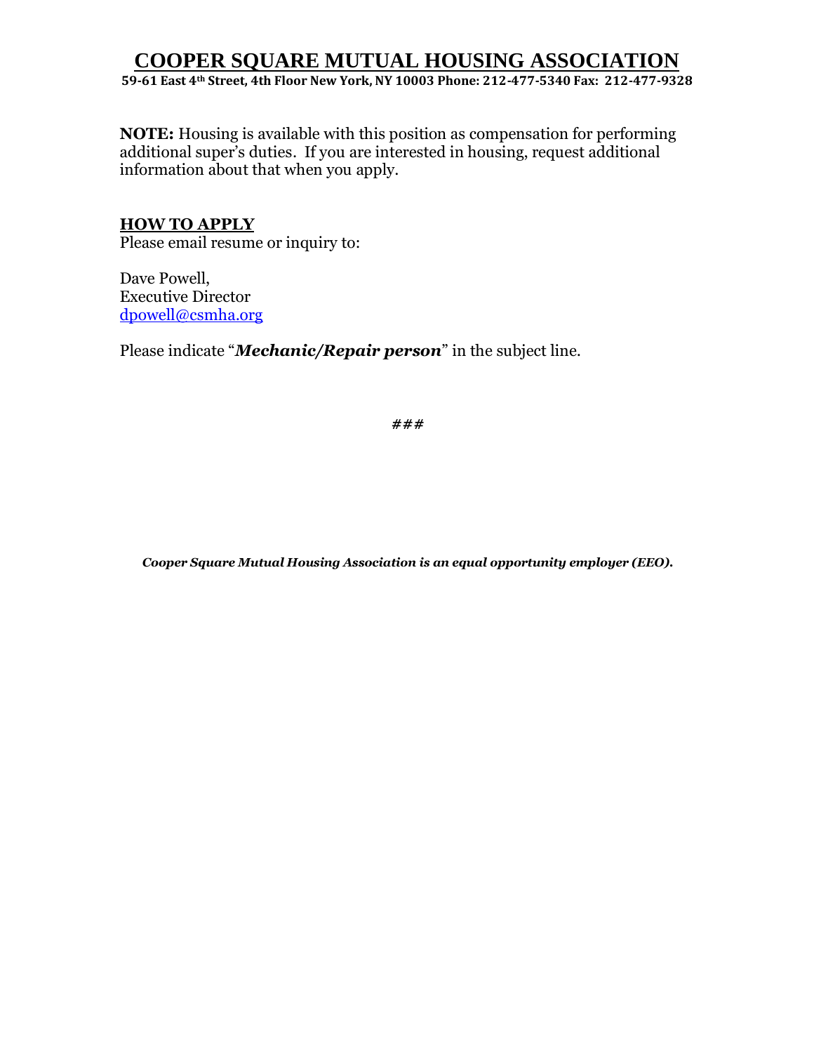# COOPER SQUARE MUTUAL HOUSING ASSOCIATION

**59-61 East 4th Street, 4th Floor New York, NY 10003 Phone: 212-477-5340 Fax: 212-477-9328**

**NOTE:** Housing is available with this position as compensation for performing additional super's duties. If you are interested in housing, request additional information about that when you apply.

## HOW TO APPLY

Please email resume or inquiry to:

Dave Powell,
Executive Director
dpowell@csmha.org

Please indicate "***Mechanic/Repair person***" in the subject line.

***###***

***Cooper Square Mutual Housing Association is an equal opportunity employer (EEO).***